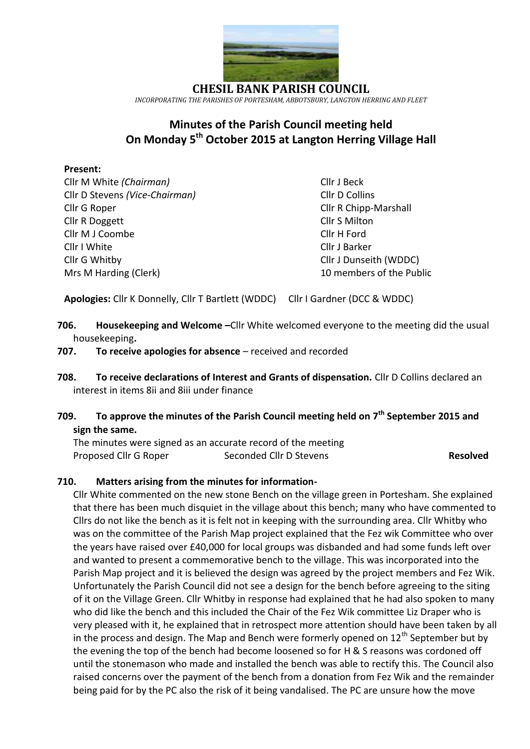# CHESIL BANK PARISH COUNCIL

*INCORPORATING THE PARISHES OF PORTESHAM, ABBOTSBURY, LANGTON HERRING AND FLEET*

## Minutes of the Parish Council meeting held On Monday 5th October 2015 at Langton Herring Village Hall

**Present:**

Cllr M White *(Chairman)*
Cllr D Stevens *(Vice-Chairman)*
Cllr G Roper
Cllr R Doggett
Cllr M J Coombe
Cllr I White
Cllr G Whitby
Mrs M Harding (Clerk)
Cllr J Beck
Cllr D Collins
Cllr R Chipp-Marshall
Cllr S Milton
Cllr H Ford
Cllr J Barker
Cllr J Dunseith (WDDC)
10 members of the Public

**Apologies:** Cllr K Donnelly, Cllr T Bartlett (WDDC) Cllr I Gardner (DCC & WDDC)

**706. Housekeeping and Welcome –**Cllr White welcomed everyone to the meeting did the usual housekeeping**.**

**707. To receive apologies for absence** – received and recorded

**708. To receive declarations of Interest and Grants of dispensation.** Cllr D Collins declared an interest in items 8ii and 8iii under finance

**709. To approve the minutes of the Parish Council meeting held on 7th September 2015 and sign the same.**

The minutes were signed as an accurate record of the meeting

Proposed Cllr G Roper Seconded Cllr D Stevens **Resolved**

**710. Matters arising from the minutes for information-**

Cllr White commented on the new stone Bench on the village green in Portesham. She explained that there has been much disquiet in the village about this bench; many who have commented to Cllrs do not like the bench as it is felt not in keeping with the surrounding area. Cllr Whitby who was on the committee of the Parish Map project explained that the Fez wik Committee who over the years have raised over £40,000 for local groups was disbanded and had some funds left over and wanted to present a commemorative bench to the village. This was incorporated into the Parish Map project and it is believed the design was agreed by the project members and Fez Wik. Unfortunately the Parish Council did not see a design for the bench before agreeing to the siting of it on the Village Green. Cllr Whitby in response had explained that he had also spoken to many who did like the bench and this included the Chair of the Fez Wik committee Liz Draper who is very pleased with it, he explained that in retrospect more attention should have been taken by all in the process and design. The Map and Bench were formerly opened on 12th September but by the evening the top of the bench had become loosened so for H & S reasons was cordoned off until the stonemason who made and installed the bench was able to rectify this. The Council also raised concerns over the payment of the bench from a donation from Fez Wik and the remainder being paid for by the PC also the risk of it being vandalised. The PC are unsure how the move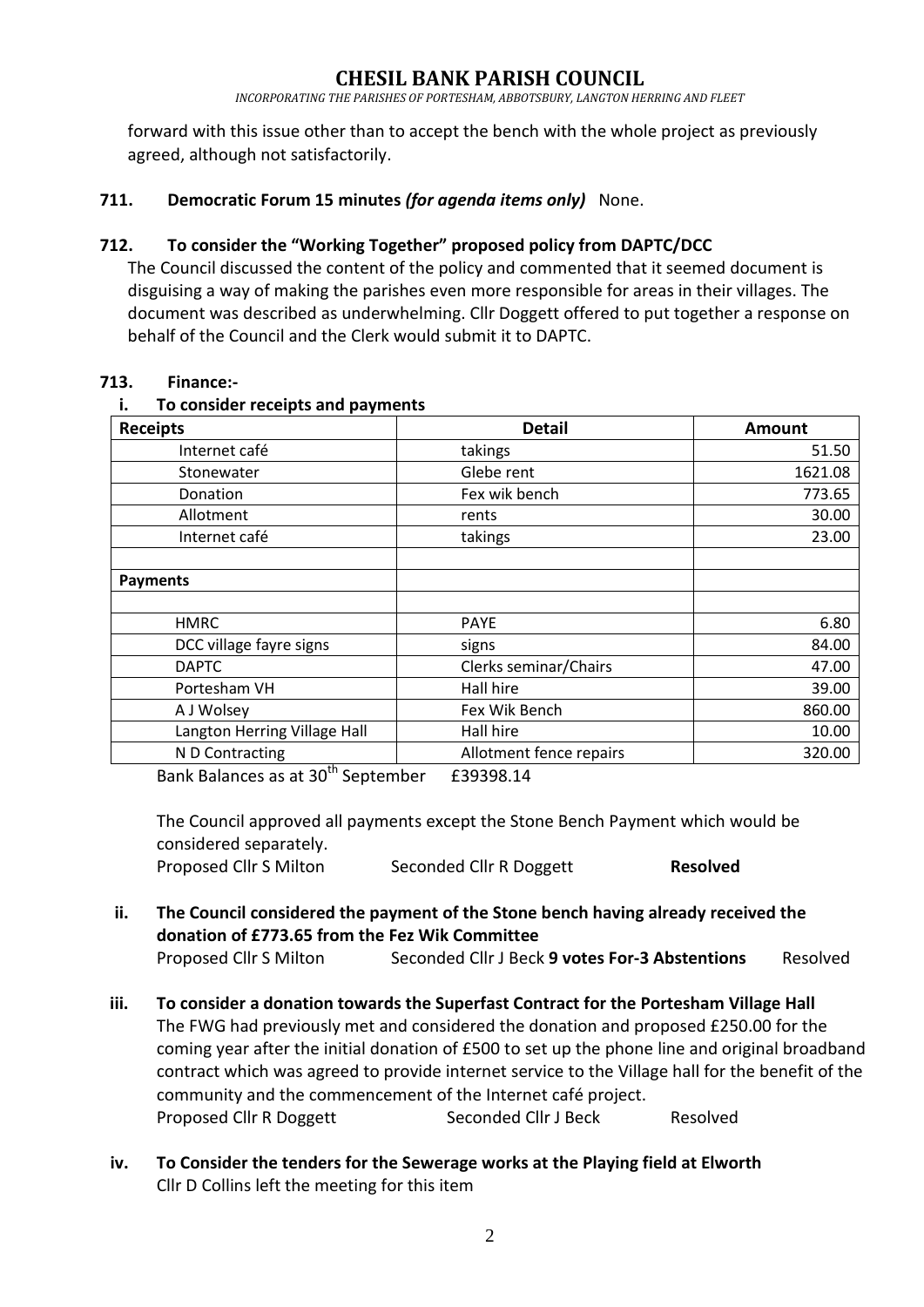forward with this issue other than to accept the bench with the whole project as previously agreed, although not satisfactorily.

**711. Democratic Forum 15 minutes *(for agenda items only)*** None.

**712. To consider the "Working Together" proposed policy from DAPTC/DCC**

The Council discussed the content of the policy and commented that it seemed document is disguising a way of making the parishes even more responsible for areas in their villages. The document was described as underwhelming. Cllr Doggett offered to put together a response on behalf of the Council and the Clerk would submit it to DAPTC.

**713. Finance:-**

**i. To consider receipts and payments**

| Receipts | Detail | Amount |
|---|---|---|
| Internet café | takings | 51.50 |
| Stonewater | Glebe rent | 1621.08 |
| Donation | Fex wik bench | 773.65 |
| Allotment | rents | 30.00 |
| Internet café | takings | 23.00 |
| | | |
| **Payments** | | |
| | | |
| HMRC | PAYE | 6.80 |
| DCC village fayre signs | signs | 84.00 |
| DAPTC | Clerks seminar/Chairs | 47.00 |
| Portesham VH | Hall hire | 39.00 |
| A J Wolsey | Fex Wik Bench | 860.00 |
| Langton Herring Village Hall | Hall hire | 10.00 |
| N D Contracting | Allotment fence repairs | 320.00 |

Bank Balances as at 30th September £39398.14

The Council approved all payments except the Stone Bench Payment which would be considered separately.

Proposed Cllr S Milton Seconded Cllr R Doggett **Resolved**

**ii. The Council considered the payment of the Stone bench having already received the donation of £773.65 from the Fez Wik Committee**

Proposed Cllr S Milton Seconded Cllr J Beck **9 votes For-3 Abstentions** Resolved

**iii. To consider a donation towards the Superfast Contract for the Portesham Village Hall**

The FWG had previously met and considered the donation and proposed £250.00 for the coming year after the initial donation of £500 to set up the phone line and original broadband contract which was agreed to provide internet service to the Village hall for the benefit of the community and the commencement of the Internet café project.

Proposed Cllr R Doggett Seconded Cllr J Beck Resolved

**iv. To Consider the tenders for the Sewerage works at the Playing field at Elworth**

Cllr D Collins left the meeting for this item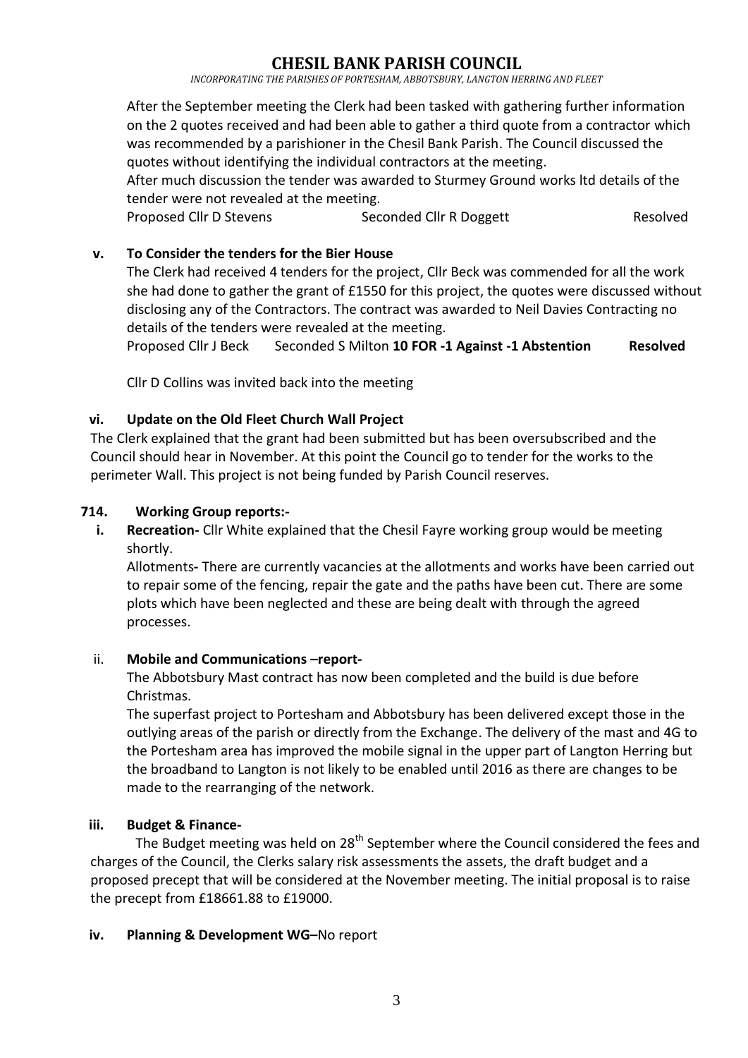# CHESIL BANK PARISH COUNCIL

*INCORPORATING THE PARISHES OF PORTESHAM, ABBOTSBURY, LANGTON HERRING AND FLEET*

After the September meeting the Clerk had been tasked with gathering further information on the 2 quotes received and had been able to gather a third quote from a contractor which was recommended by a parishioner in the Chesil Bank Parish. The Council discussed the quotes without identifying the individual contractors at the meeting.
After much discussion the tender was awarded to Sturmey Ground works ltd details of the tender were not revealed at the meeting.
Proposed Cllr D Stevens Seconded Cllr R Doggett Resolved

**v. To Consider the tenders for the Bier House**

The Clerk had received 4 tenders for the project, Cllr Beck was commended for all the work she had done to gather the grant of £1550 for this project, the quotes were discussed without disclosing any of the Contractors. The contract was awarded to Neil Davies Contracting no details of the tenders were revealed at the meeting.
Proposed Cllr J Beck Seconded S Milton **10 FOR -1 Against -1 Abstention** **Resolved**

Cllr D Collins was invited back into the meeting

**vi. Update on the Old Fleet Church Wall Project**

The Clerk explained that the grant had been submitted but has been oversubscribed and the Council should hear in November. At this point the Council go to tender for the works to the perimeter Wall. This project is not being funded by Parish Council reserves.

**714. Working Group reports:-**

**i. Recreation-** Cllr White explained that the Chesil Fayre working group would be meeting shortly.

Allotments**-** There are currently vacancies at the allotments and works have been carried out to repair some of the fencing, repair the gate and the paths have been cut. There are some plots which have been neglected and these are being dealt with through the agreed processes.

ii. **Mobile and Communications –report-**

The Abbotsbury Mast contract has now been completed and the build is due before Christmas.

The superfast project to Portesham and Abbotsbury has been delivered except those in the outlying areas of the parish or directly from the Exchange. The delivery of the mast and 4G to the Portesham area has improved the mobile signal in the upper part of Langton Herring but the broadband to Langton is not likely to be enabled until 2016 as there are changes to be made to the rearranging of the network.

**iii. Budget & Finance-**

The Budget meeting was held on 28th September where the Council considered the fees and charges of the Council, the Clerks salary risk assessments the assets, the draft budget and a proposed precept that will be considered at the November meeting. The initial proposal is to raise the precept from £18661.88 to £19000.

**iv. Planning & Development WG–**No report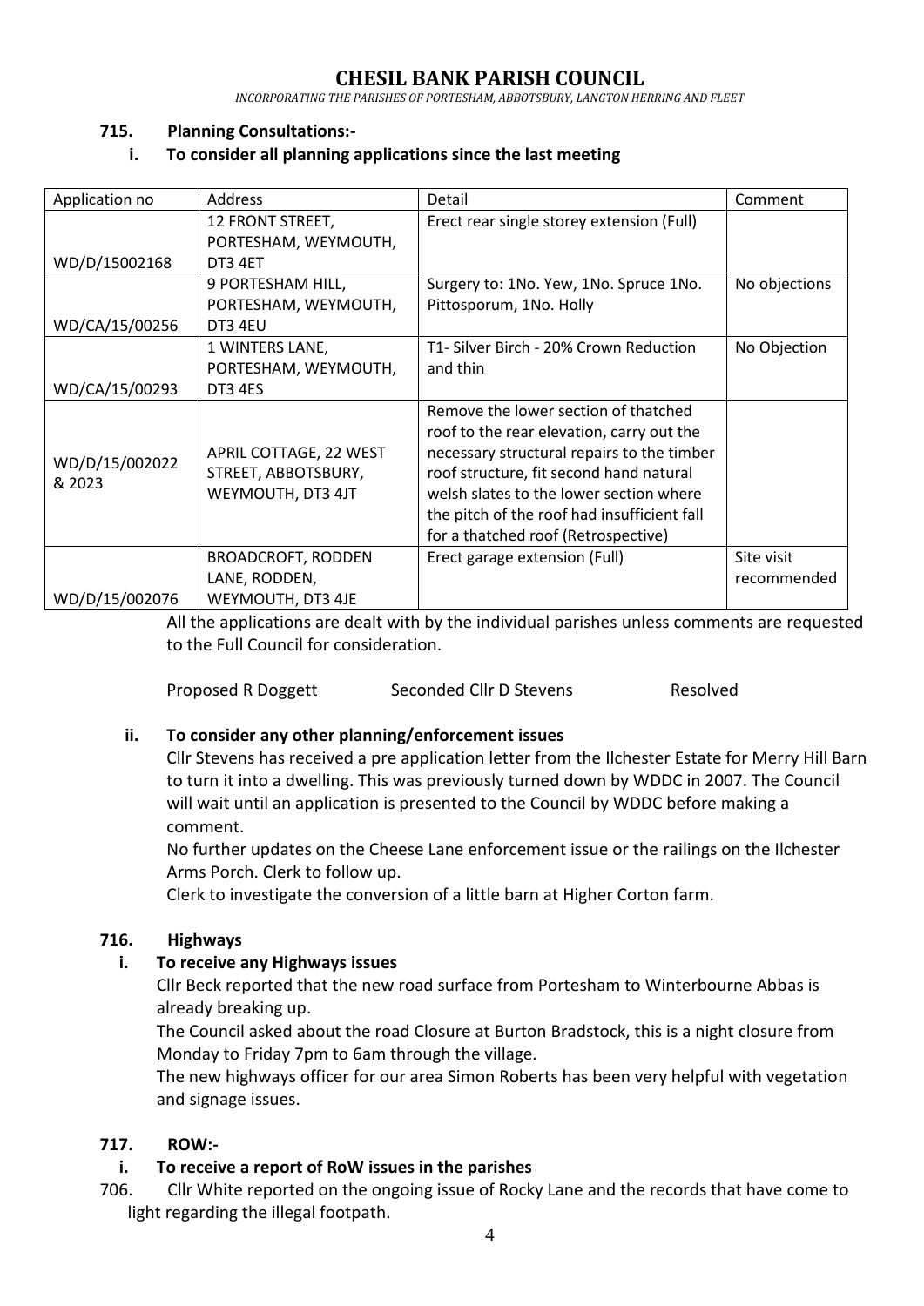# CHESIL BANK PARISH COUNCIL

*INCORPORATING THE PARISHES OF PORTESHAM, ABBOTSBURY, LANGTON HERRING AND FLEET*

**715. Planning Consultations:-**

**i. To consider all planning applications since the last meeting**

| Application no | Address | Detail | Comment |
|---|---|---|---|
| WD/D/15002168 | 12 FRONT STREET, PORTESHAM, WEYMOUTH, DT3 4ET | Erect rear single storey extension (Full) | |
| WD/CA/15/00256 | 9 PORTESHAM HILL, PORTESHAM, WEYMOUTH, DT3 4EU | Surgery to: 1No. Yew, 1No. Spruce 1No. Pittosporum, 1No. Holly | No objections |
| WD/CA/15/00293 | 1 WINTERS LANE, PORTESHAM, WEYMOUTH, DT3 4ES | T1- Silver Birch - 20% Crown Reduction and thin | No Objection |
| WD/D/15/002022 & 2023 | APRIL COTTAGE, 22 WEST STREET, ABBOTSBURY, WEYMOUTH, DT3 4JT | Remove the lower section of thatched roof to the rear elevation, carry out the necessary structural repairs to the timber roof structure, fit second hand natural welsh slates to the lower section where the pitch of the roof had insufficient fall for a thatched roof (Retrospective) | |
| WD/D/15/002076 | BROADCROFT, RODDEN LANE, RODDEN, WEYMOUTH, DT3 4JE | Erect garage extension (Full) | Site visit recommended |

All the applications are dealt with by the individual parishes unless comments are requested to the Full Council for consideration.

Proposed R Doggett Seconded Cllr D Stevens Resolved

**ii. To consider any other planning/enforcement issues**

Cllr Stevens has received a pre application letter from the Ilchester Estate for Merry Hill Barn to turn it into a dwelling. This was previously turned down by WDDC in 2007. The Council will wait until an application is presented to the Council by WDDC before making a comment.

No further updates on the Cheese Lane enforcement issue or the railings on the Ilchester Arms Porch. Clerk to follow up.

Clerk to investigate the conversion of a little barn at Higher Corton farm.

**716. Highways**

**i. To receive any Highways issues**

Cllr Beck reported that the new road surface from Portesham to Winterbourne Abbas is already breaking up.

The Council asked about the road Closure at Burton Bradstock, this is a night closure from Monday to Friday 7pm to 6am through the village.

The new highways officer for our area Simon Roberts has been very helpful with vegetation and signage issues.

**717. ROW:-**

**i. To receive a report of RoW issues in the parishes**

706. Cllr White reported on the ongoing issue of Rocky Lane and the records that have come to light regarding the illegal footpath.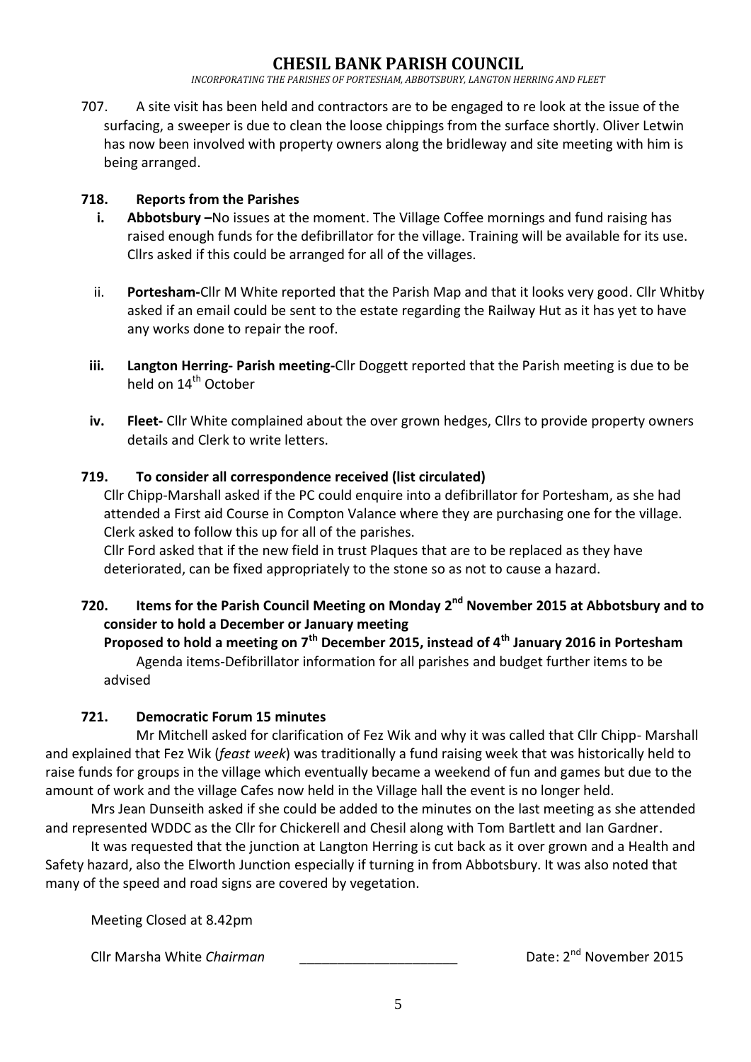# CHESIL BANK PARISH COUNCIL

*INCORPORATING THE PARISHES OF PORTESHAM, ABBOTSBURY, LANGTON HERRING AND FLEET*

707. A site visit has been held and contractors are to be engaged to re look at the issue of the surfacing, a sweeper is due to clean the loose chippings from the surface shortly. Oliver Letwin has now been involved with property owners along the bridleway and site meeting with him is being arranged.

### 718. Reports from the Parishes

- **i. Abbotsbury –**No issues at the moment. The Village Coffee mornings and fund raising has raised enough funds for the defibrillator for the village. Training will be available for its use. Cllrs asked if this could be arranged for all of the villages.
- ii. **Portesham-**Cllr M White reported that the Parish Map and that it looks very good. Cllr Whitby asked if an email could be sent to the estate regarding the Railway Hut as it has yet to have any works done to repair the roof.
- **iii. Langton Herring- Parish meeting-**Cllr Doggett reported that the Parish meeting is due to be held on 14th October
- **iv. Fleet-** Cllr White complained about the over grown hedges, Cllrs to provide property owners details and Clerk to write letters.

### 719. To consider all correspondence received (list circulated)

Cllr Chipp-Marshall asked if the PC could enquire into a defibrillator for Portesham, as she had attended a First aid Course in Compton Valance where they are purchasing one for the village. Clerk asked to follow this up for all of the parishes.

Cllr Ford asked that if the new field in trust Plaques that are to be replaced as they have deteriorated, can be fixed appropriately to the stone so as not to cause a hazard.

### 720. Items for the Parish Council Meeting on Monday 2nd November 2015 at Abbotsbury and to consider to hold a December or January meeting

**Proposed to hold a meeting on 7th December 2015, instead of 4th January 2016 in Portesham**

Agenda items-Defibrillator information for all parishes and budget further items to be advised

### 721. Democratic Forum 15 minutes

Mr Mitchell asked for clarification of Fez Wik and why it was called that Cllr Chipp- Marshall and explained that Fez Wik (*feast week*) was traditionally a fund raising week that was historically held to raise funds for groups in the village which eventually became a weekend of fun and games but due to the amount of work and the village Cafes now held in the Village hall the event is no longer held.

Mrs Jean Dunseith asked if she could be added to the minutes on the last meeting as she attended and represented WDDC as the Cllr for Chickerell and Chesil along with Tom Bartlett and Ian Gardner.

It was requested that the junction at Langton Herring is cut back as it over grown and a Health and Safety hazard, also the Elworth Junction especially if turning in from Abbotsbury. It was also noted that many of the speed and road signs are covered by vegetation.

Meeting Closed at 8.42pm

Cllr Marsha White *Chairman* \_\_\_\_\_\_\_\_\_\_\_\_\_\_\_\_\_\_\_\_\_ Date: 2nd November 2015